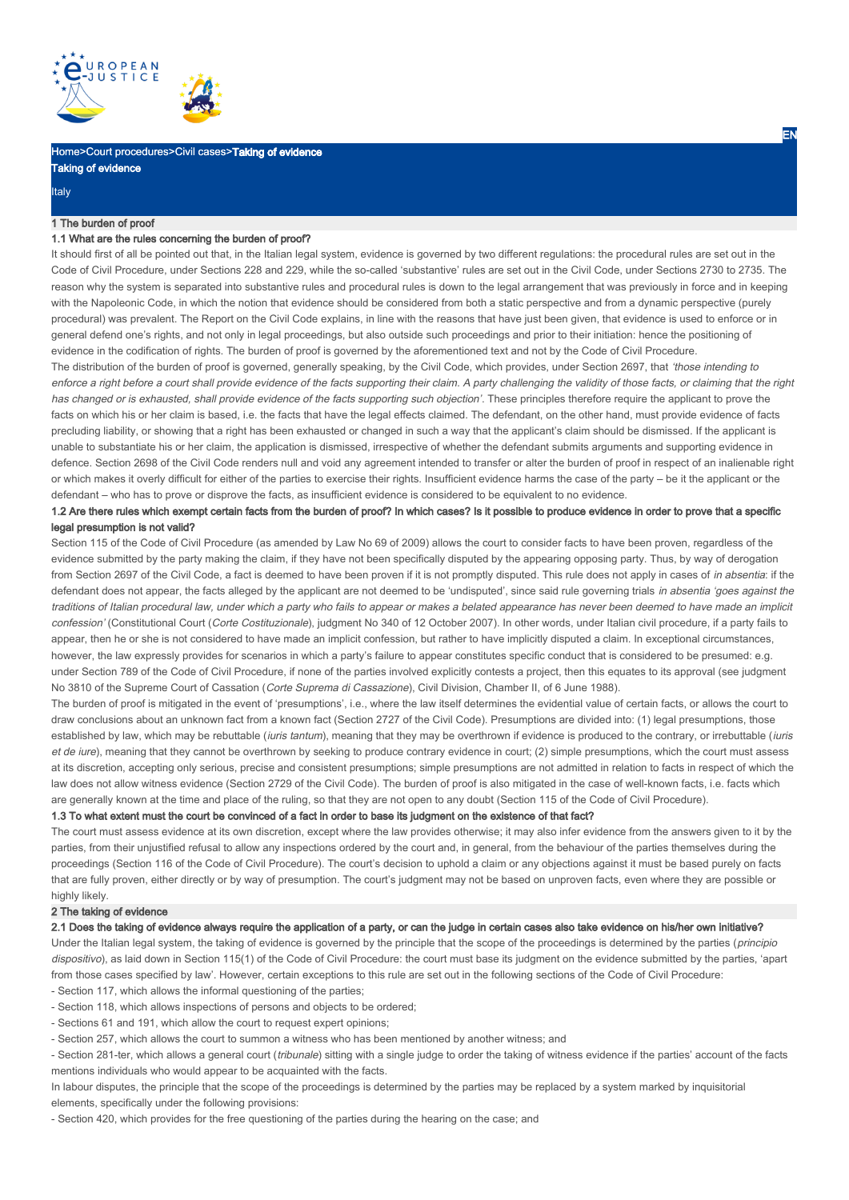Home>Court procedures>Civil cases>**Taking of evidence**

**Taking of evidence**

Italy

## 1 The burden of proof

### 1.1 What are the rules concerning the burden of proof?

It should first of all be pointed out that, in the Italian legal system, evidence is governed by two different regulations: the procedural rules are set out in the Code of Civil Procedure, under Sections 228 and 229, while the so-called 'substantive' rules are set out in the Civil Code, under Sections 2730 to 2735. The reason why the system is separated into substantive rules and procedural rules is down to the legal arrangement that was previously in force and in keeping with the Napoleonic Code, in which the notion that evidence should be considered from both a static perspective and from a dynamic perspective (purely procedural) was prevalent. The Report on the Civil Code explains, in line with the reasons that have just been given, that evidence is used to enforce or in general defend one's rights, and not only in legal proceedings, but also outside such proceedings and prior to their initiation: hence the positioning of evidence in the codification of rights. The burden of proof is governed by the aforementioned text and not by the Code of Civil Procedure.

The distribution of the burden of proof is governed, generally speaking, by the Civil Code, which provides, under Section 2697, that *'those intending to enforce a right before a court shall provide evidence of the facts supporting their claim. A party challenging the validity of those facts, or claiming that the right has changed or is exhausted, shall provide evidence of the facts supporting such objection'*. These principles therefore require the applicant to prove the facts on which his or her claim is based, i.e. the facts that have the legal effects claimed. The defendant, on the other hand, must provide evidence of facts precluding liability, or showing that a right has been exhausted or changed in such a way that the applicant's claim should be dismissed. If the applicant is unable to substantiate his or her claim, the application is dismissed, irrespective of whether the defendant submits arguments and supporting evidence in defence. Section 2698 of the Civil Code renders null and void any agreement intended to transfer or alter the burden of proof in respect of an inalienable right or which makes it overly difficult for either of the parties to exercise their rights. Insufficient evidence harms the case of the party – be it the applicant or the defendant – who has to prove or disprove the facts, as insufficient evidence is considered to be equivalent to no evidence.

### 1.2 Are there rules which exempt certain facts from the burden of proof? In which cases? Is it possible to produce evidence in order to prove that a specific legal presumption is not valid?

Section 115 of the Code of Civil Procedure (as amended by Law No 69 of 2009) allows the court to consider facts to have been proven, regardless of the evidence submitted by the party making the claim, if they have not been specifically disputed by the appearing opposing party. Thus, by way of derogation from Section 2697 of the Civil Code, a fact is deemed to have been proven if it is not promptly disputed. This rule does not apply in cases of *in absentia*: if the defendant does not appear, the facts alleged by the applicant are not deemed to be 'undisputed', since said rule governing trials *in absentia 'goes against the traditions of Italian procedural law, under which a party who fails to appear or makes a belated appearance has never been deemed to have made an implicit confession'* (Constitutional Court (*Corte Costituzionale*), judgment No 340 of 12 October 2007). In other words, under Italian civil procedure, if a party fails to appear, then he or she is not considered to have made an implicit confession, but rather to have implicitly disputed a claim. In exceptional circumstances, however, the law expressly provides for scenarios in which a party's failure to appear constitutes specific conduct that is considered to be presumed: e.g. under Section 789 of the Code of Civil Procedure, if none of the parties involved explicitly contests a project, then this equates to its approval (see judgment No 3810 of the Supreme Court of Cassation (*Corte Suprema di Cassazione*), Civil Division, Chamber II, of 6 June 1988).

The burden of proof is mitigated in the event of 'presumptions', i.e., where the law itself determines the evidential value of certain facts, or allows the court to draw conclusions about an unknown fact from a known fact (Section 2727 of the Civil Code). Presumptions are divided into: (1) legal presumptions, those established by law, which may be rebuttable (*iuris tantum*), meaning that they may be overthrown if evidence is produced to the contrary, or irrebuttable (*iuris et de iure*), meaning that they cannot be overthrown by seeking to produce contrary evidence in court; (2) simple presumptions, which the court must assess at its discretion, accepting only serious, precise and consistent presumptions; simple presumptions are not admitted in relation to facts in respect of which the law does not allow witness evidence (Section 2729 of the Civil Code). The burden of proof is also mitigated in the case of well-known facts, i.e. facts which are generally known at the time and place of the ruling, so that they are not open to any doubt (Section 115 of the Code of Civil Procedure).

### 1.3 To what extent must the court be convinced of a fact in order to base its judgment on the existence of that fact?

The court must assess evidence at its own discretion, except where the law provides otherwise; it may also infer evidence from the answers given to it by the parties, from their unjustified refusal to allow any inspections ordered by the court and, in general, from the behaviour of the parties themselves during the proceedings (Section 116 of the Code of Civil Procedure). The court's decision to uphold a claim or any objections against it must be based purely on facts that are fully proven, either directly or by way of presumption. The court's judgment may not be based on unproven facts, even where they are possible or highly likely.

## 2 The taking of evidence

### 2.1 Does the taking of evidence always require the application of a party, or can the judge in certain cases also take evidence on his/her own initiative?

Under the Italian legal system, the taking of evidence is governed by the principle that the scope of the proceedings is determined by the parties (*principio dispositivo*), as laid down in Section 115(1) of the Code of Civil Procedure: the court must base its judgment on the evidence submitted by the parties, 'apart from those cases specified by law'. However, certain exceptions to this rule are set out in the following sections of the Code of Civil Procedure:

- Section 117, which allows the informal questioning of the parties;
- Section 118, which allows inspections of persons and objects to be ordered;
- Sections 61 and 191, which allow the court to request expert opinions;
- Section 257, which allows the court to summon a witness who has been mentioned by another witness; and
- Section 281-ter, which allows a general court (*tribunale*) sitting with a single judge to order the taking of witness evidence if the parties' account of the facts mentions individuals who would appear to be acquainted with the facts.

In labour disputes, the principle that the scope of the proceedings is determined by the parties may be replaced by a system marked by inquisitorial elements, specifically under the following provisions:

- Section 420, which provides for the free questioning of the parties during the hearing on the case; and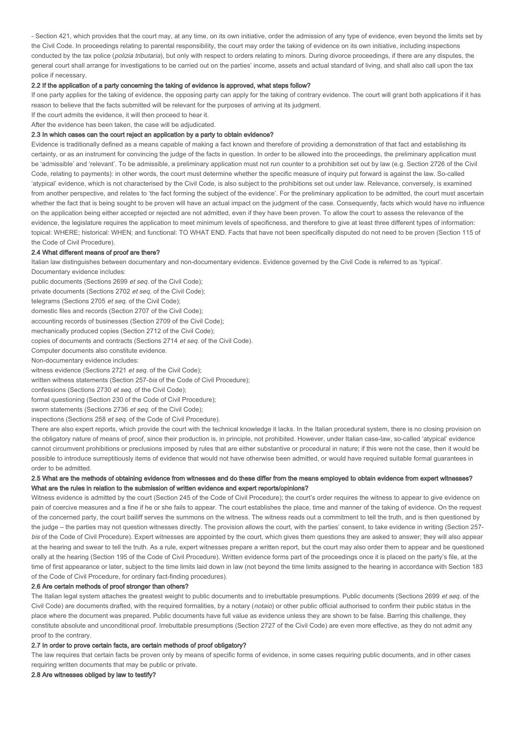- Section 421, which provides that the court may, at any time, on its own initiative, order the admission of any type of evidence, even beyond the limits set by the Civil Code. In proceedings relating to parental responsibility, the court may order the taking of evidence on its own initiative, including inspections conducted by the tax police (*polizia tributaria*), but only with respect to orders relating to minors. During divorce proceedings, if there are any disputes, the general court shall arrange for investigations to be carried out on the parties' income, assets and actual standard of living, and shall also call upon the tax police if necessary.

### 2.2 If the application of a party concerning the taking of evidence is approved, what steps follow?

If one party applies for the taking of evidence, the opposing party can apply for the taking of contrary evidence. The court will grant both applications if it has reason to believe that the facts submitted will be relevant for the purposes of arriving at its judgment.

If the court admits the evidence, it will then proceed to hear it.

After the evidence has been taken, the case will be adjudicated.

### 2.3 In which cases can the court reject an application by a party to obtain evidence?

Evidence is traditionally defined as a means capable of making a fact known and therefore of providing a demonstration of that fact and establishing its certainty, or as an instrument for convincing the judge of the facts in question. In order to be allowed into the proceedings, the preliminary application must be 'admissible' and 'relevant'. To be admissible, a preliminary application must not run counter to a prohibition set out by law (e.g. Section 2726 of the Civil Code, relating to payments): in other words, the court must determine whether the specific measure of inquiry put forward is against the law. So-called 'atypical' evidence, which is not characterised by the Civil Code, is also subject to the prohibitions set out under law. Relevance, conversely, is examined from another perspective, and relates to 'the fact forming the subject of the evidence'. For the preliminary application to be admitted, the court must ascertain whether the fact that is being sought to be proven will have an actual impact on the judgment of the case. Consequently, facts which would have no influence on the application being either accepted or rejected are not admitted, even if they have been proven. To allow the court to assess the relevance of the evidence, the legislature requires the application to meet minimum levels of specificness, and therefore to give at least three different types of information: topical: WHERE; historical: WHEN; and functional: TO WHAT END. Facts that have not been specifically disputed do not need to be proven (Section 115 of the Code of Civil Procedure).

### 2.4 What different means of proof are there?

Italian law distinguishes between documentary and non-documentary evidence. Evidence governed by the Civil Code is referred to as 'typical'.

Documentary evidence includes:

public documents (Sections 2699 *et seq.* of the Civil Code);

private documents (Sections 2702 *et seq.* of the Civil Code);

telegrams (Sections 2705 *et seq.* of the Civil Code);

domestic files and records (Section 2707 of the Civil Code);

accounting records of businesses (Section 2709 of the Civil Code);

mechanically produced copies (Section 2712 of the Civil Code);

copies of documents and contracts (Sections 2714 *et seq.* of the Civil Code).

Computer documents also constitute evidence.

Non-documentary evidence includes:

witness evidence (Sections 2721 *et seq.* of the Civil Code);

written witness statements (Section 257-*bis* of the Code of Civil Procedure);

confessions (Sections 2730 *et seq.* of the Civil Code);

formal questioning (Section 230 of the Code of Civil Procedure);

sworn statements (Sections 2736 *et seq.* of the Civil Code);

inspections (Sections 258 *et seq.* of the Code of Civil Procedure).

There are also expert reports, which provide the court with the technical knowledge it lacks. In the Italian procedural system, there is no closing provision on the obligatory nature of means of proof, since their production is, in principle, not prohibited. However, under Italian case-law, so-called 'atypical' evidence cannot circumvent prohibitions or preclusions imposed by rules that are either substantive or procedural in nature; if this were not the case, then it would be possible to introduce surreptitiously items of evidence that would not have otherwise been admitted, or would have required suitable formal guarantees in order to be admitted.

### 2.5 What are the methods of obtaining evidence from witnesses and do these differ from the means employed to obtain evidence from expert witnesses? What are the rules in relation to the submission of written evidence and expert reports/opinions?

Witness evidence is admitted by the court (Section 245 of the Code of Civil Procedure); the court's order requires the witness to appear to give evidence on pain of coercive measures and a fine if he or she fails to appear. The court establishes the place, time and manner of the taking of evidence. On the request of the concerned party, the court bailiff serves the summons on the witness. The witness reads out a commitment to tell the truth, and is then questioned by the judge – the parties may not question witnesses directly. The provision allows the court, with the parties' consent, to take evidence in writing (Section 257-*bis* of the Code of Civil Procedure). Expert witnesses are appointed by the court, which gives them questions they are asked to answer; they will also appear at the hearing and swear to tell the truth. As a rule, expert witnesses prepare a written report, but the court may also order them to appear and be questioned orally at the hearing (Section 195 of the Code of Civil Procedure). Written evidence forms part of the proceedings once it is placed on the party's file, at the time of first appearance or later, subject to the time limits laid down in law (not beyond the time limits assigned to the hearing in accordance with Section 183 of the Code of Civil Procedure, for ordinary fact-finding procedures).

### 2.6 Are certain methods of proof stronger than others?

The Italian legal system attaches the greatest weight to public documents and to irrebuttable presumptions. Public documents (Sections 2699 *et seq.* of the Civil Code) are documents drafted, with the required formalities, by a notary (*notaio*) or other public official authorised to confirm their public status in the place where the document was prepared. Public documents have full value as evidence unless they are shown to be false. Barring this challenge, they constitute absolute and unconditional proof. Irrebuttable presumptions (Section 2727 of the Civil Code) are even more effective, as they do not admit any proof to the contrary.

### 2.7 In order to prove certain facts, are certain methods of proof obligatory?

The law requires that certain facts be proven only by means of specific forms of evidence, in some cases requiring public documents, and in other cases requiring written documents that may be public or private.

### 2.8 Are witnesses obliged by law to testify?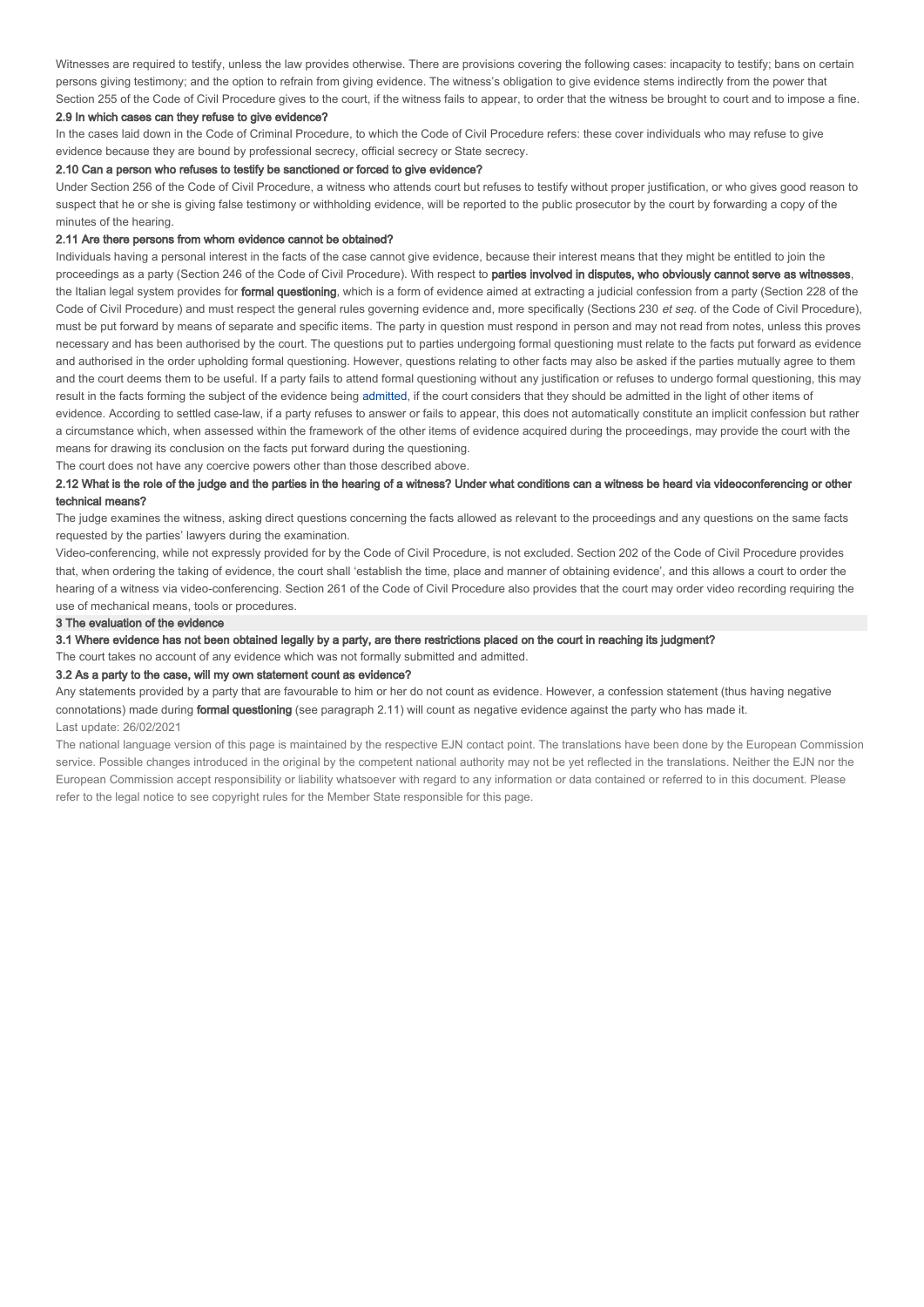Witnesses are required to testify, unless the law provides otherwise. There are provisions covering the following cases: incapacity to testify; bans on certain persons giving testimony; and the option to refrain from giving evidence. The witness's obligation to give evidence stems indirectly from the power that Section 255 of the Code of Civil Procedure gives to the court, if the witness fails to appear, to order that the witness be brought to court and to impose a fine.

### 2.9 In which cases can they refuse to give evidence?

In the cases laid down in the Code of Criminal Procedure, to which the Code of Civil Procedure refers: these cover individuals who may refuse to give evidence because they are bound by professional secrecy, official secrecy or State secrecy.

### 2.10 Can a person who refuses to testify be sanctioned or forced to give evidence?

Under Section 256 of the Code of Civil Procedure, a witness who attends court but refuses to testify without proper justification, or who gives good reason to suspect that he or she is giving false testimony or withholding evidence, will be reported to the public prosecutor by the court by forwarding a copy of the minutes of the hearing.

### 2.11 Are there persons from whom evidence cannot be obtained?

Individuals having a personal interest in the facts of the case cannot give evidence, because their interest means that they might be entitled to join the proceedings as a party (Section 246 of the Code of Civil Procedure). With respect to **parties involved in disputes, who obviously cannot serve as witnesses**, the Italian legal system provides for **formal questioning**, which is a form of evidence aimed at extracting a judicial confession from a party (Section 228 of the Code of Civil Procedure) and must respect the general rules governing evidence and, more specifically (Sections 230 *et seq.* of the Code of Civil Procedure), must be put forward by means of separate and specific items. The party in question must respond in person and may not read from notes, unless this proves necessary and has been authorised by the court. The questions put to parties undergoing formal questioning must relate to the facts put forward as evidence and authorised in the order upholding formal questioning. However, questions relating to other facts may also be asked if the parties mutually agree to them and the court deems them to be useful. If a party fails to attend formal questioning without any justification or refuses to undergo formal questioning, this may result in the facts forming the subject of the evidence being admitted, if the court considers that they should be admitted in the light of other items of evidence. According to settled case-law, if a party refuses to answer or fails to appear, this does not automatically constitute an implicit confession but rather a circumstance which, when assessed within the framework of the other items of evidence acquired during the proceedings, may provide the court with the means for drawing its conclusion on the facts put forward during the questioning.

The court does not have any coercive powers other than those described above.

### 2.12 What is the role of the judge and the parties in the hearing of a witness? Under what conditions can a witness be heard via videoconferencing or other technical means?

The judge examines the witness, asking direct questions concerning the facts allowed as relevant to the proceedings and any questions on the same facts requested by the parties' lawyers during the examination.

Video-conferencing, while not expressly provided for by the Code of Civil Procedure, is not excluded. Section 202 of the Code of Civil Procedure provides that, when ordering the taking of evidence, the court shall 'establish the time, place and manner of obtaining evidence', and this allows a court to order the hearing of a witness via video-conferencing. Section 261 of the Code of Civil Procedure also provides that the court may order video recording requiring the use of mechanical means, tools or procedures.

## 3 The evaluation of the evidence

### 3.1 Where evidence has not been obtained legally by a party, are there restrictions placed on the court in reaching its judgment?

The court takes no account of any evidence which was not formally submitted and admitted.

### 3.2 As a party to the case, will my own statement count as evidence?

Any statements provided by a party that are favourable to him or her do not count as evidence. However, a confession statement (thus having negative connotations) made during **formal questioning** (see paragraph 2.11) will count as negative evidence against the party who has made it.

Last update: 26/02/2021

The national language version of this page is maintained by the respective EJN contact point. The translations have been done by the European Commission service. Possible changes introduced in the original by the competent national authority may not be yet reflected in the translations. Neither the EJN nor the European Commission accept responsibility or liability whatsoever with regard to any information or data contained or referred to in this document. Please refer to the legal notice to see copyright rules for the Member State responsible for this page.